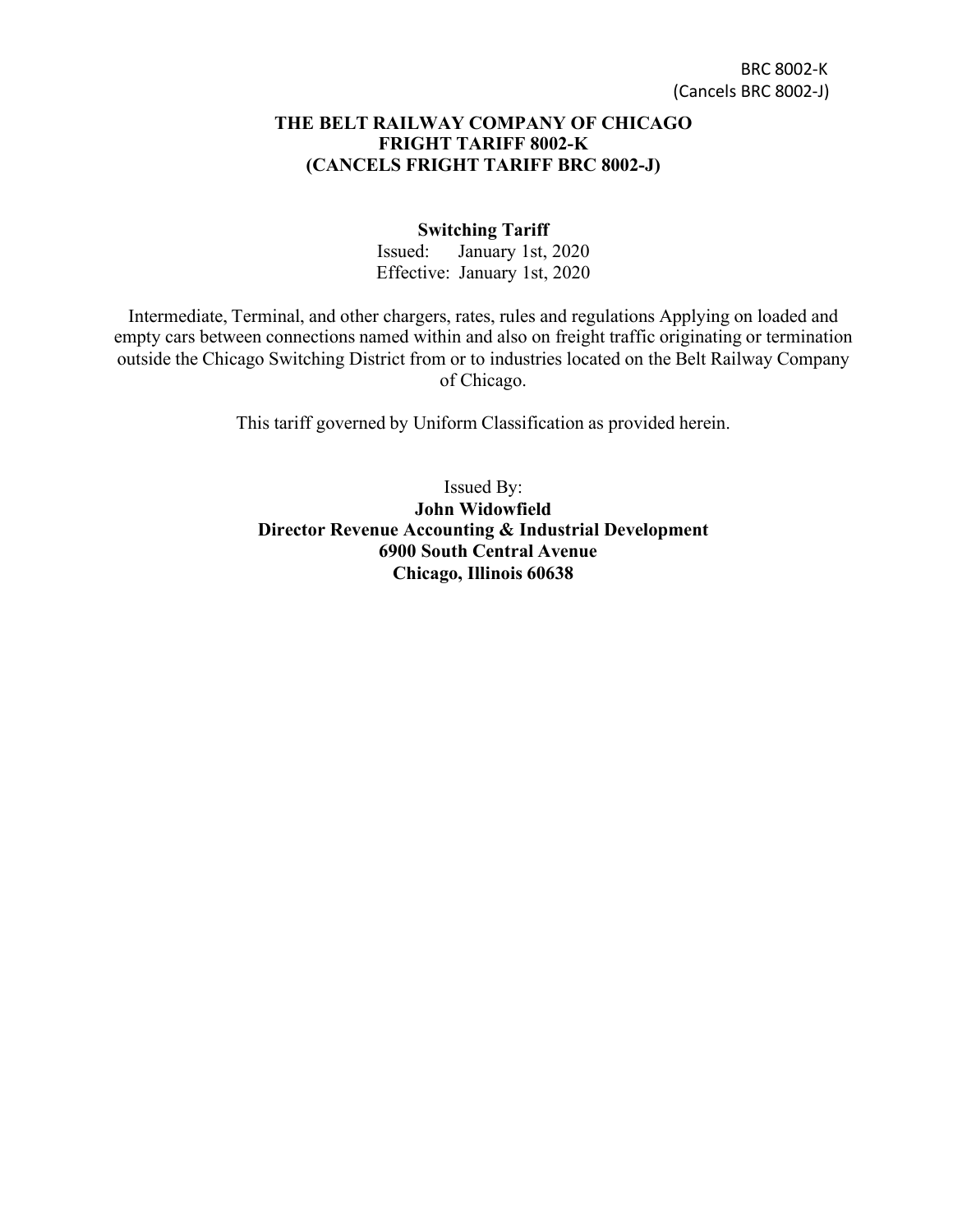BRC 8002-K
(Cancels BRC 8002-J)

**THE BELT RAILWAY COMPANY OF CHICAGO**
**FRIGHT TARIFF 8002-K**
**(CANCELS FRIGHT TARIFF BRC 8002-J)**

**Switching Tariff**

Issued: January 1st, 2020
Effective: January 1st, 2020

Intermediate, Terminal, and other chargers, rates, rules and regulations Applying on loaded and empty cars between connections named within and also on freight traffic originating or termination outside the Chicago Switching District from or to industries located on the Belt Railway Company of Chicago.

This tariff governed by Uniform Classification as provided herein.

Issued By:
**John Widowfield**
**Director Revenue Accounting & Industrial Development**
**6900 South Central Avenue**
**Chicago, Illinois 60638**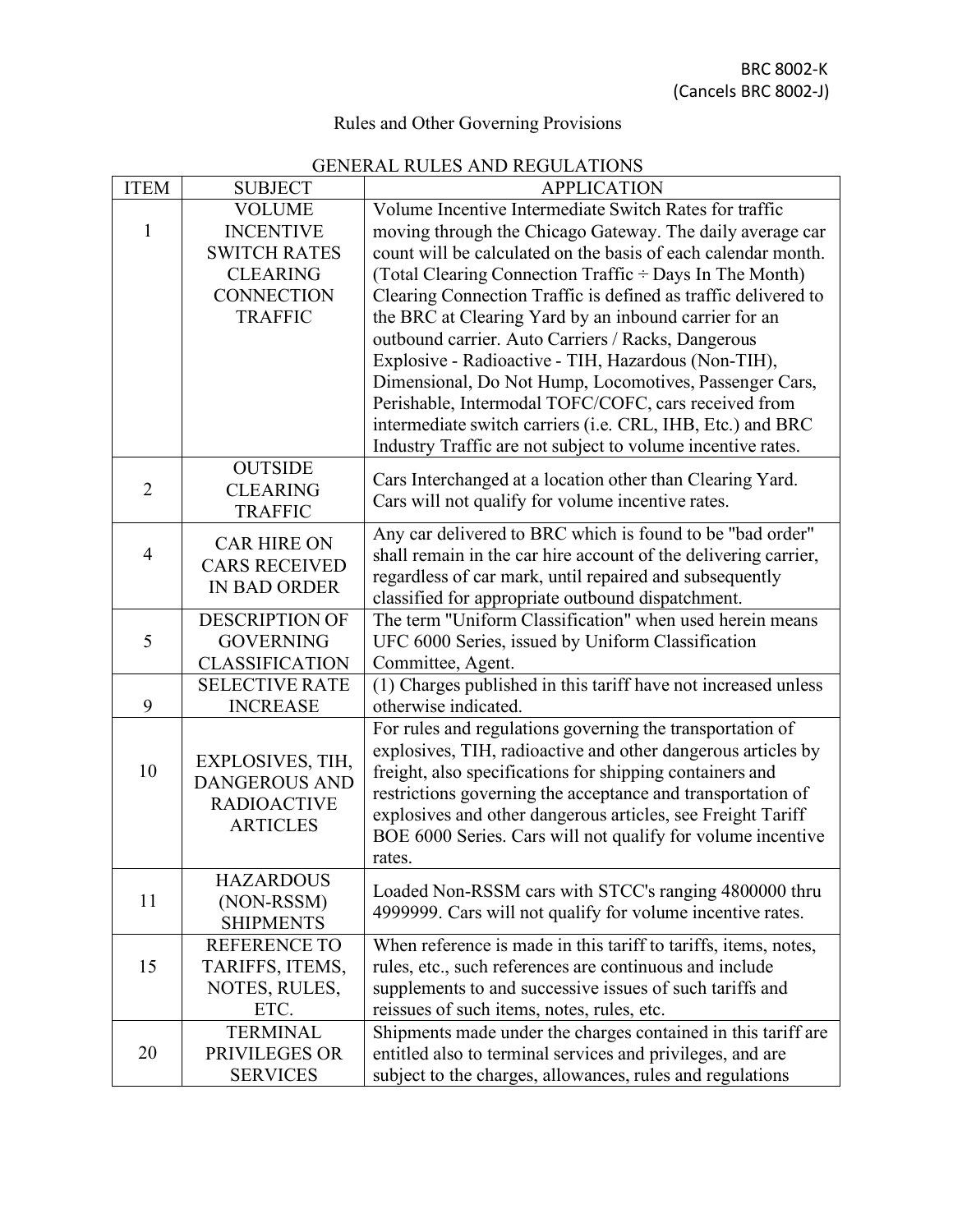BRC 8002-K
(Cancels BRC 8002-J)

## Rules and Other Governing Provisions

### GENERAL RULES AND REGULATIONS

| ITEM | SUBJECT | APPLICATION |
|---|---|---|
| 1 | VOLUME INCENTIVE SWITCH RATES CLEARING CONNECTION TRAFFIC | Volume Incentive Intermediate Switch Rates for traffic moving through the Chicago Gateway. The daily average car count will be calculated on the basis of each calendar month. (Total Clearing Connection Traffic ÷ Days In The Month) Clearing Connection Traffic is defined as traffic delivered to the BRC at Clearing Yard by an inbound carrier for an outbound carrier. Auto Carriers / Racks, Dangerous Explosive - Radioactive - TIH, Hazardous (Non-TIH), Dimensional, Do Not Hump, Locomotives, Passenger Cars, Perishable, Intermodal TOFC/COFC, cars received from intermediate switch carriers (i.e. CRL, IHB, Etc.) and BRC Industry Traffic are not subject to volume incentive rates. |
| 2 | OUTSIDE CLEARING TRAFFIC | Cars Interchanged at a location other than Clearing Yard. Cars will not qualify for volume incentive rates. |
| 4 | CAR HIRE ON CARS RECEIVED IN BAD ORDER | Any car delivered to BRC which is found to be "bad order" shall remain in the car hire account of the delivering carrier, regardless of car mark, until repaired and subsequently classified for appropriate outbound dispatchment. |
| 5 | DESCRIPTION OF GOVERNING CLASSIFICATION | The term "Uniform Classification" when used herein means UFC 6000 Series, issued by Uniform Classification Committee, Agent. |
| 9 | SELECTIVE RATE INCREASE | (1) Charges published in this tariff have not increased unless otherwise indicated. |
| 10 | EXPLOSIVES, TIH, DANGEROUS AND RADIOACTIVE ARTICLES | For rules and regulations governing the transportation of explosives, TIH, radioactive and other dangerous articles by freight, also specifications for shipping containers and restrictions governing the acceptance and transportation of explosives and other dangerous articles, see Freight Tariff BOE 6000 Series. Cars will not qualify for volume incentive rates. |
| 11 | HAZARDOUS (NON-RSSM) SHIPMENTS | Loaded Non-RSSM cars with STCC's ranging 4800000 thru 4999999. Cars will not qualify for volume incentive rates. |
| 15 | REFERENCE TO TARIFFS, ITEMS, NOTES, RULES, ETC. | When reference is made in this tariff to tariffs, items, notes, rules, etc., such references are continuous and include supplements to and successive issues of such tariffs and reissues of such items, notes, rules, etc. |
| 20 | TERMINAL PRIVILEGES OR SERVICES | Shipments made under the charges contained in this tariff are entitled also to terminal services and privileges, and are subject to the charges, allowances, rules and regulations |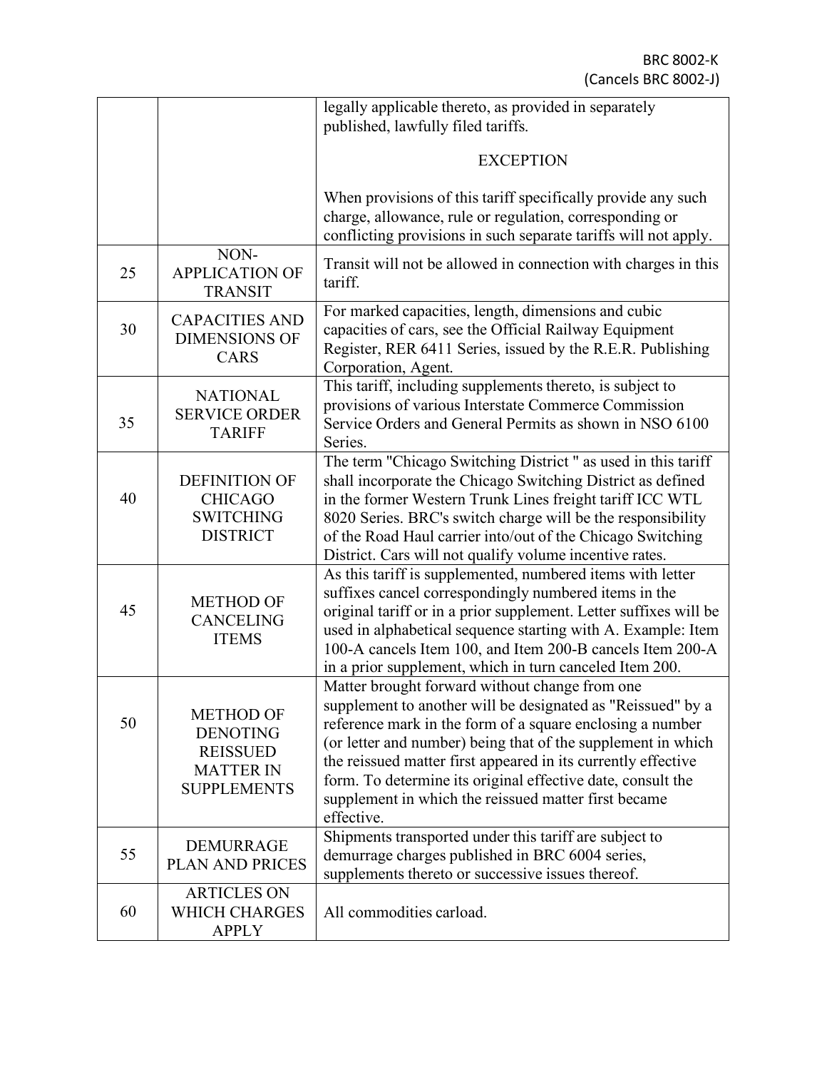| | | |
|---|---|---|
| | | legally applicable thereto, as provided in separately published, lawfully filed tariffs.<br><br>EXCEPTION<br><br>When provisions of this tariff specifically provide any such charge, allowance, rule or regulation, corresponding or conflicting provisions in such separate tariffs will not apply. |
| 25 | NON-APPLICATION OF TRANSIT | Transit will not be allowed in connection with charges in this tariff. |
| 30 | CAPACITIES AND DIMENSIONS OF CARS | For marked capacities, length, dimensions and cubic capacities of cars, see the Official Railway Equipment Register, RER 6411 Series, issued by the R.E.R. Publishing Corporation, Agent. |
| 35 | NATIONAL SERVICE ORDER TARIFF | This tariff, including supplements thereto, is subject to provisions of various Interstate Commerce Commission Service Orders and General Permits as shown in NSO 6100 Series. |
| 40 | DEFINITION OF CHICAGO SWITCHING DISTRICT | The term "Chicago Switching District " as used in this tariff shall incorporate the Chicago Switching District as defined in the former Western Trunk Lines freight tariff ICC WTL 8020 Series. BRC's switch charge will be the responsibility of the Road Haul carrier into/out of the Chicago Switching District. Cars will not qualify volume incentive rates. |
| 45 | METHOD OF CANCELING ITEMS | As this tariff is supplemented, numbered items with letter suffixes cancel correspondingly numbered items in the original tariff or in a prior supplement. Letter suffixes will be used in alphabetical sequence starting with A. Example: Item 100-A cancels Item 100, and Item 200-B cancels Item 200-A in a prior supplement, which in turn canceled Item 200. |
| 50 | METHOD OF DENOTING REISSUED MATTER IN SUPPLEMENTS | Matter brought forward without change from one supplement to another will be designated as "Reissued" by a reference mark in the form of a square enclosing a number (or letter and number) being that of the supplement in which the reissued matter first appeared in its currently effective form. To determine its original effective date, consult the supplement in which the reissued matter first became effective. |
| 55 | DEMURRAGE PLAN AND PRICES | Shipments transported under this tariff are subject to demurrage charges published in BRC 6004 series, supplements thereto or successive issues thereof. |
| 60 | ARTICLES ON WHICH CHARGES APPLY | All commodities carload. |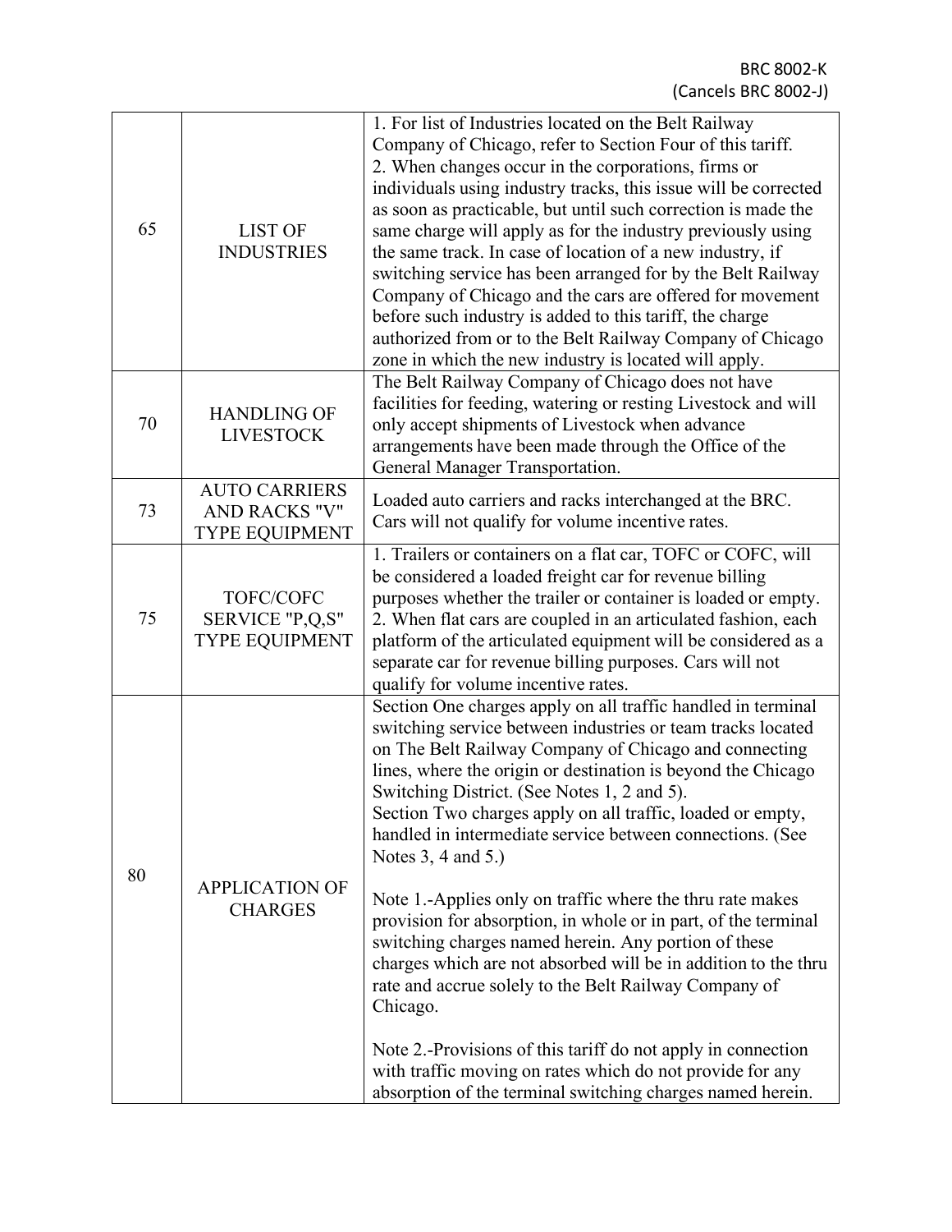| | | |
|---|---|---|
| 65 | LIST OF INDUSTRIES | 1. For list of Industries located on the Belt Railway Company of Chicago, refer to Section Four of this tariff.<br>2. When changes occur in the corporations, firms or individuals using industry tracks, this issue will be corrected as soon as practicable, but until such correction is made the same charge will apply as for the industry previously using the same track. In case of location of a new industry, if switching service has been arranged for by the Belt Railway Company of Chicago and the cars are offered for movement before such industry is added to this tariff, the charge authorized from or to the Belt Railway Company of Chicago zone in which the new industry is located will apply. |
| 70 | HANDLING OF LIVESTOCK | The Belt Railway Company of Chicago does not have facilities for feeding, watering or resting Livestock and will only accept shipments of Livestock when advance arrangements have been made through the Office of the General Manager Transportation. |
| 73 | AUTO CARRIERS AND RACKS "V" TYPE EQUIPMENT | Loaded auto carriers and racks interchanged at the BRC. Cars will not qualify for volume incentive rates. |
| 75 | TOFC/COFC SERVICE "P,Q,S" TYPE EQUIPMENT | 1. Trailers or containers on a flat car, TOFC or COFC, will be considered a loaded freight car for revenue billing purposes whether the trailer or container is loaded or empty.<br>2. When flat cars are coupled in an articulated fashion, each platform of the articulated equipment will be considered as a separate car for revenue billing purposes. Cars will not qualify for volume incentive rates. |
| 80 | APPLICATION OF CHARGES | Section One charges apply on all traffic handled in terminal switching service between industries or team tracks located on The Belt Railway Company of Chicago and connecting lines, where the origin or destination is beyond the Chicago Switching District. (See Notes 1, 2 and 5).<br>Section Two charges apply on all traffic, loaded or empty, handled in intermediate service between connections. (See Notes 3, 4 and 5.)<br><br>Note 1.-Applies only on traffic where the thru rate makes provision for absorption, in whole or in part, of the terminal switching charges named herein. Any portion of these charges which are not absorbed will be in addition to the thru rate and accrue solely to the Belt Railway Company of Chicago.<br><br>Note 2.-Provisions of this tariff do not apply in connection with traffic moving on rates which do not provide for any absorption of the terminal switching charges named herein. |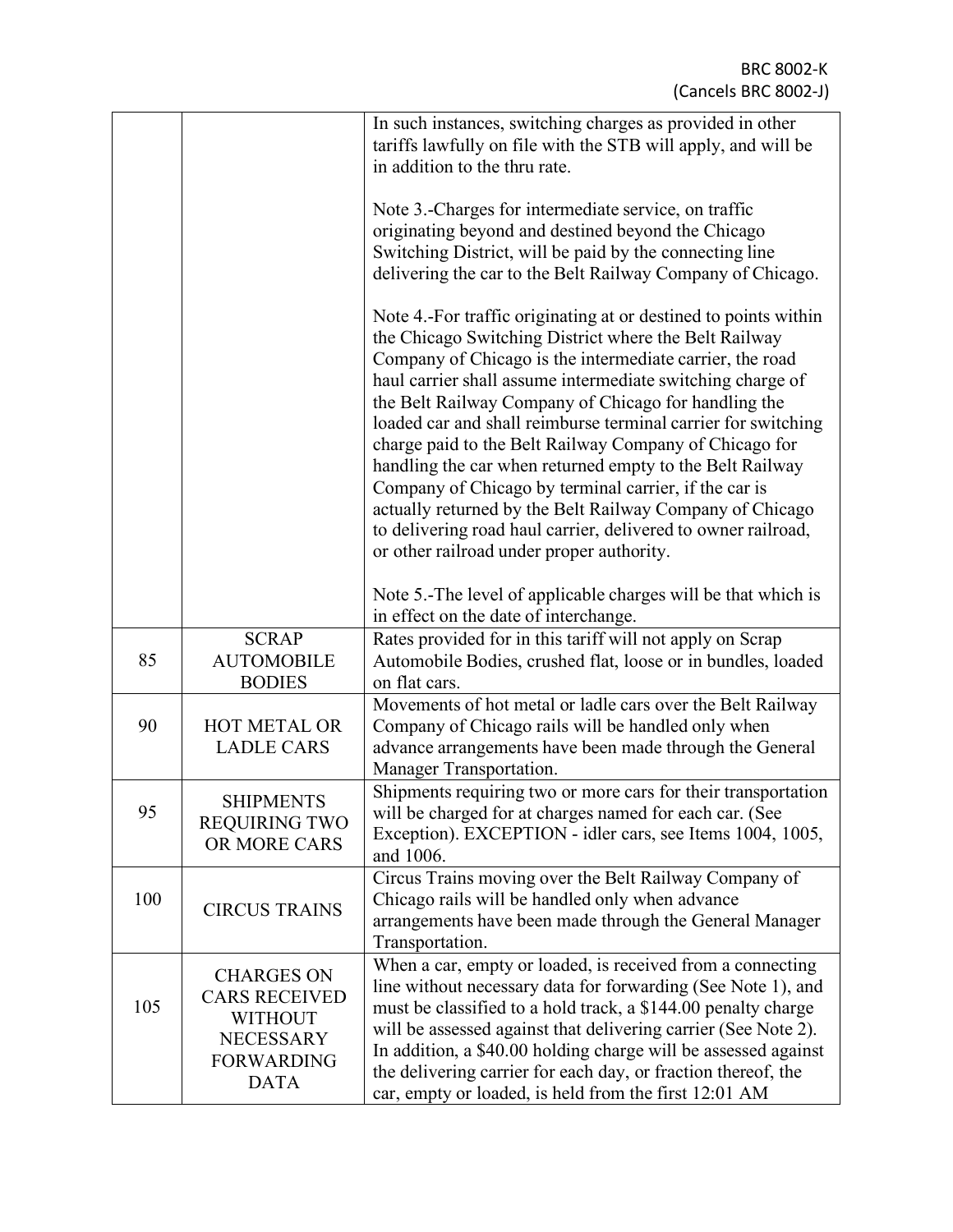| | | |
|---|---|---|
| | | In such instances, switching charges as provided in other tariffs lawfully on file with the STB will apply, and will be in addition to the thru rate.<br><br>Note 3.-Charges for intermediate service, on traffic originating beyond and destined beyond the Chicago Switching District, will be paid by the connecting line delivering the car to the Belt Railway Company of Chicago.<br><br>Note 4.-For traffic originating at or destined to points within the Chicago Switching District where the Belt Railway Company of Chicago is the intermediate carrier, the road haul carrier shall assume intermediate switching charge of the Belt Railway Company of Chicago for handling the loaded car and shall reimburse terminal carrier for switching charge paid to the Belt Railway Company of Chicago for handling the car when returned empty to the Belt Railway Company of Chicago by terminal carrier, if the car is actually returned by the Belt Railway Company of Chicago to delivering road haul carrier, delivered to owner railroad, or other railroad under proper authority.<br><br>Note 5.-The level of applicable charges will be that which is in effect on the date of interchange. |
| 85 | SCRAP AUTOMOBILE BODIES | Rates provided for in this tariff will not apply on Scrap Automobile Bodies, crushed flat, loose or in bundles, loaded on flat cars. |
| 90 | HOT METAL OR LADLE CARS | Movements of hot metal or ladle cars over the Belt Railway Company of Chicago rails will be handled only when advance arrangements have been made through the General Manager Transportation. |
| 95 | SHIPMENTS REQUIRING TWO OR MORE CARS | Shipments requiring two or more cars for their transportation will be charged for at charges named for each car. (See Exception). EXCEPTION - idler cars, see Items 1004, 1005, and 1006. |
| 100 | CIRCUS TRAINS | Circus Trains moving over the Belt Railway Company of Chicago rails will be handled only when advance arrangements have been made through the General Manager Transportation. |
| 105 | CHARGES ON CARS RECEIVED WITHOUT NECESSARY FORWARDING DATA | When a car, empty or loaded, is received from a connecting line without necessary data for forwarding (See Note 1), and must be classified to a hold track, a $144.00 penalty charge will be assessed against that delivering carrier (See Note 2). In addition, a $40.00 holding charge will be assessed against the delivering carrier for each day, or fraction thereof, the car, empty or loaded, is held from the first 12:01 AM |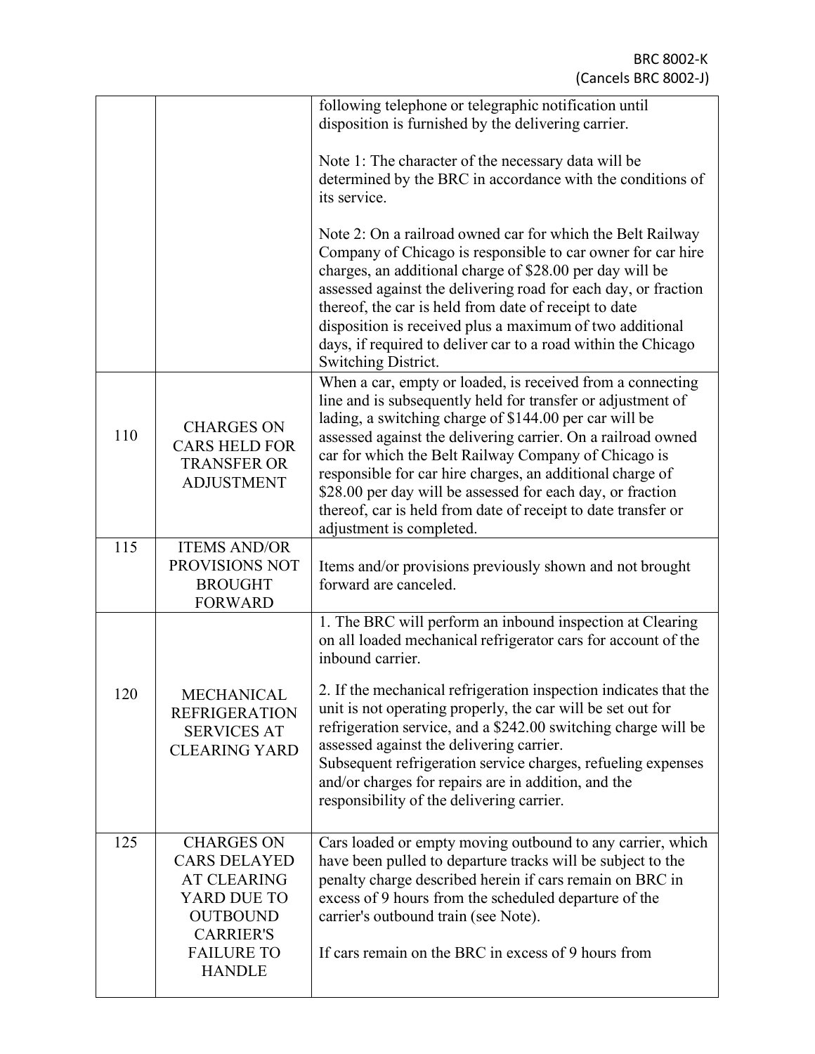| | | |
|---|---|---|
| | | following telephone or telegraphic notification until disposition is furnished by the delivering carrier.<br><br>Note 1: The character of the necessary data will be determined by the BRC in accordance with the conditions of its service.<br><br>Note 2: On a railroad owned car for which the Belt Railway Company of Chicago is responsible to car owner for car hire charges, an additional charge of $28.00 per day will be assessed against the delivering road for each day, or fraction thereof, the car is held from date of receipt to date disposition is received plus a maximum of two additional days, if required to deliver car to a road within the Chicago Switching District. |
| 110 | CHARGES ON CARS HELD FOR TRANSFER OR ADJUSTMENT | When a car, empty or loaded, is received from a connecting line and is subsequently held for transfer or adjustment of lading, a switching charge of $144.00 per car will be assessed against the delivering carrier. On a railroad owned car for which the Belt Railway Company of Chicago is responsible for car hire charges, an additional charge of $28.00 per day will be assessed for each day, or fraction thereof, car is held from date of receipt to date transfer or adjustment is completed. |
| 115 | ITEMS AND/OR PROVISIONS NOT BROUGHT FORWARD | Items and/or provisions previously shown and not brought forward are canceled. |
| 120 | MECHANICAL REFRIGERATION SERVICES AT CLEARING YARD | 1. The BRC will perform an inbound inspection at Clearing on all loaded mechanical refrigerator cars for account of the inbound carrier.<br><br>2. If the mechanical refrigeration inspection indicates that the unit is not operating properly, the car will be set out for refrigeration service, and a $242.00 switching charge will be assessed against the delivering carrier.<br>Subsequent refrigeration service charges, refueling expenses and/or charges for repairs are in addition, and the responsibility of the delivering carrier. |
| 125 | CHARGES ON CARS DELAYED AT CLEARING YARD DUE TO OUTBOUND CARRIER'S FAILURE TO HANDLE | Cars loaded or empty moving outbound to any carrier, which have been pulled to departure tracks will be subject to the penalty charge described herein if cars remain on BRC in excess of 9 hours from the scheduled departure of the carrier's outbound train (see Note).<br><br>If cars remain on the BRC in excess of 9 hours from |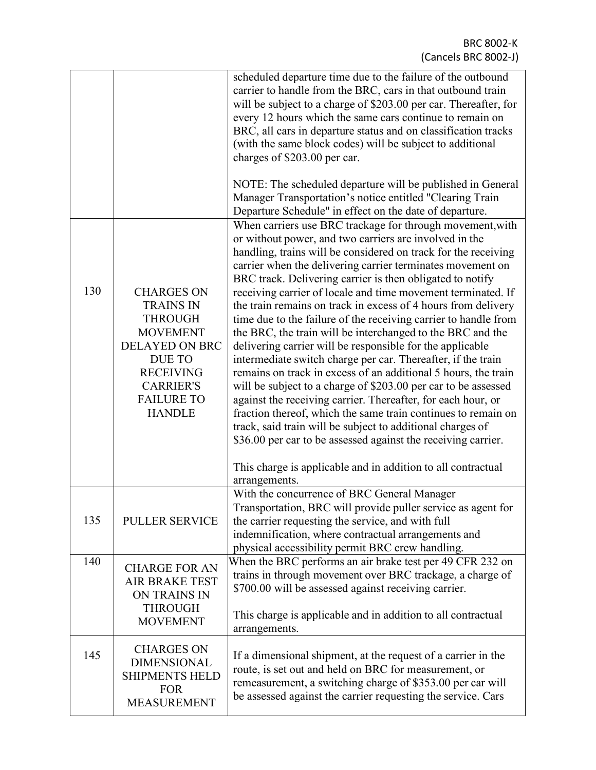| | | |
|---|---|---|
| | | scheduled departure time due to the failure of the outbound carrier to handle from the BRC, cars in that outbound train will be subject to a charge of $203.00 per car. Thereafter, for every 12 hours which the same cars continue to remain on BRC, all cars in departure status and on classification tracks (with the same block codes) will be subject to additional charges of $203.00 per car.<br><br>NOTE: The scheduled departure will be published in General Manager Transportation's notice entitled "Clearing Train Departure Schedule" in effect on the date of departure. |
| 130 | CHARGES ON TRAINS IN THROUGH MOVEMENT DELAYED ON BRC DUE TO RECEIVING CARRIER'S FAILURE TO HANDLE | When carriers use BRC trackage for through movement,with or without power, and two carriers are involved in the handling, trains will be considered on track for the receiving carrier when the delivering carrier terminates movement on BRC track. Delivering carrier is then obligated to notify receiving carrier of locale and time movement terminated. If the train remains on track in excess of 4 hours from delivery time due to the failure of the receiving carrier to handle from the BRC, the train will be interchanged to the BRC and the delivering carrier will be responsible for the applicable intermediate switch charge per car. Thereafter, if the train remains on track in excess of an additional 5 hours, the train will be subject to a charge of $203.00 per car to be assessed against the receiving carrier. Thereafter, for each hour, or fraction thereof, which the same train continues to remain on track, said train will be subject to additional charges of $36.00 per car to be assessed against the receiving carrier.<br><br>This charge is applicable and in addition to all contractual arrangements. |
| 135 | PULLER SERVICE | With the concurrence of BRC General Manager Transportation, BRC will provide puller service as agent for the carrier requesting the service, and with full indemnification, where contractual arrangements and physical accessibility permit BRC crew handling. |
| 140 | CHARGE FOR AN AIR BRAKE TEST ON TRAINS IN THROUGH MOVEMENT | When the BRC performs an air brake test per 49 CFR 232 on trains in through movement over BRC trackage, a charge of $700.00 will be assessed against receiving carrier.<br><br>This charge is applicable and in addition to all contractual arrangements. |
| 145 | CHARGES ON DIMENSIONAL SHIPMENTS HELD FOR MEASUREMENT | If a dimensional shipment, at the request of a carrier in the route, is set out and held on BRC for measurement, or remeasurement, a switching charge of $353.00 per car will be assessed against the carrier requesting the service. Cars |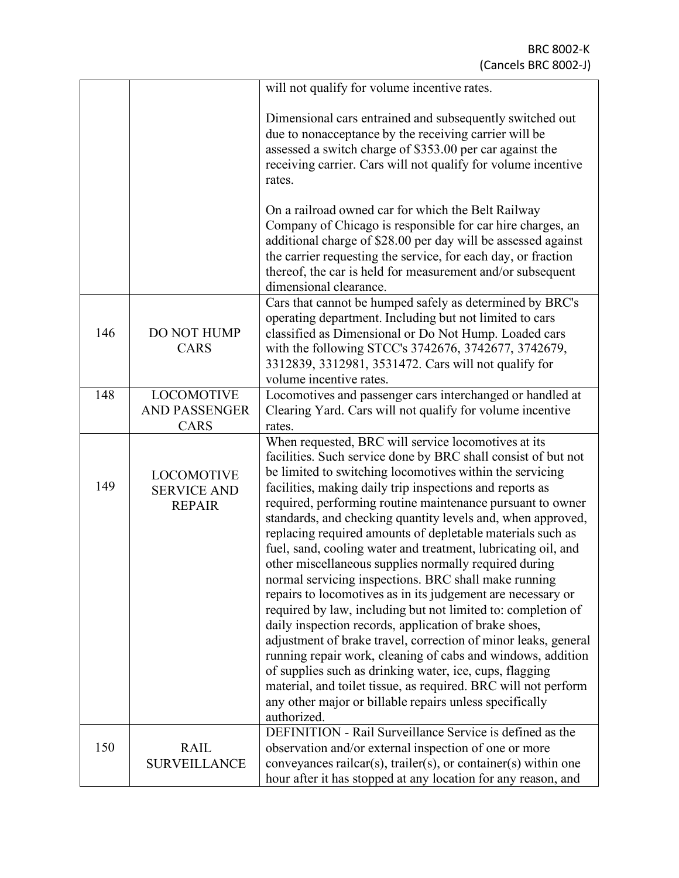| | | |
|---|---|---|
| | | will not qualify for volume incentive rates.<br><br>Dimensional cars entrained and subsequently switched out due to nonacceptance by the receiving carrier will be assessed a switch charge of $353.00 per car against the receiving carrier. Cars will not qualify for volume incentive rates.<br><br>On a railroad owned car for which the Belt Railway Company of Chicago is responsible for car hire charges, an additional charge of $28.00 per day will be assessed against the carrier requesting the service, for each day, or fraction thereof, the car is held for measurement and/or subsequent dimensional clearance. |
| 146 | DO NOT HUMP CARS | Cars that cannot be humped safely as determined by BRC's operating department. Including but not limited to cars classified as Dimensional or Do Not Hump. Loaded cars with the following STCC's 3742676, 3742677, 3742679, 3312839, 3312981, 3531472. Cars will not qualify for volume incentive rates. |
| 148 | LOCOMOTIVE AND PASSENGER CARS | Locomotives and passenger cars interchanged or handled at Clearing Yard. Cars will not qualify for volume incentive rates. |
| 149 | LOCOMOTIVE SERVICE AND REPAIR | When requested, BRC will service locomotives at its facilities. Such service done by BRC shall consist of but not be limited to switching locomotives within the servicing facilities, making daily trip inspections and reports as required, performing routine maintenance pursuant to owner standards, and checking quantity levels and, when approved, replacing required amounts of depletable materials such as fuel, sand, cooling water and treatment, lubricating oil, and other miscellaneous supplies normally required during normal servicing inspections. BRC shall make running repairs to locomotives as in its judgement are necessary or required by law, including but not limited to: completion of daily inspection records, application of brake shoes, adjustment of brake travel, correction of minor leaks, general running repair work, cleaning of cabs and windows, addition of supplies such as drinking water, ice, cups, flagging material, and toilet tissue, as required. BRC will not perform any other major or billable repairs unless specifically authorized. |
| 150 | RAIL SURVEILLANCE | DEFINITION - Rail Surveillance Service is defined as the observation and/or external inspection of one or more conveyances railcar(s), trailer(s), or container(s) within one hour after it has stopped at any location for any reason, and |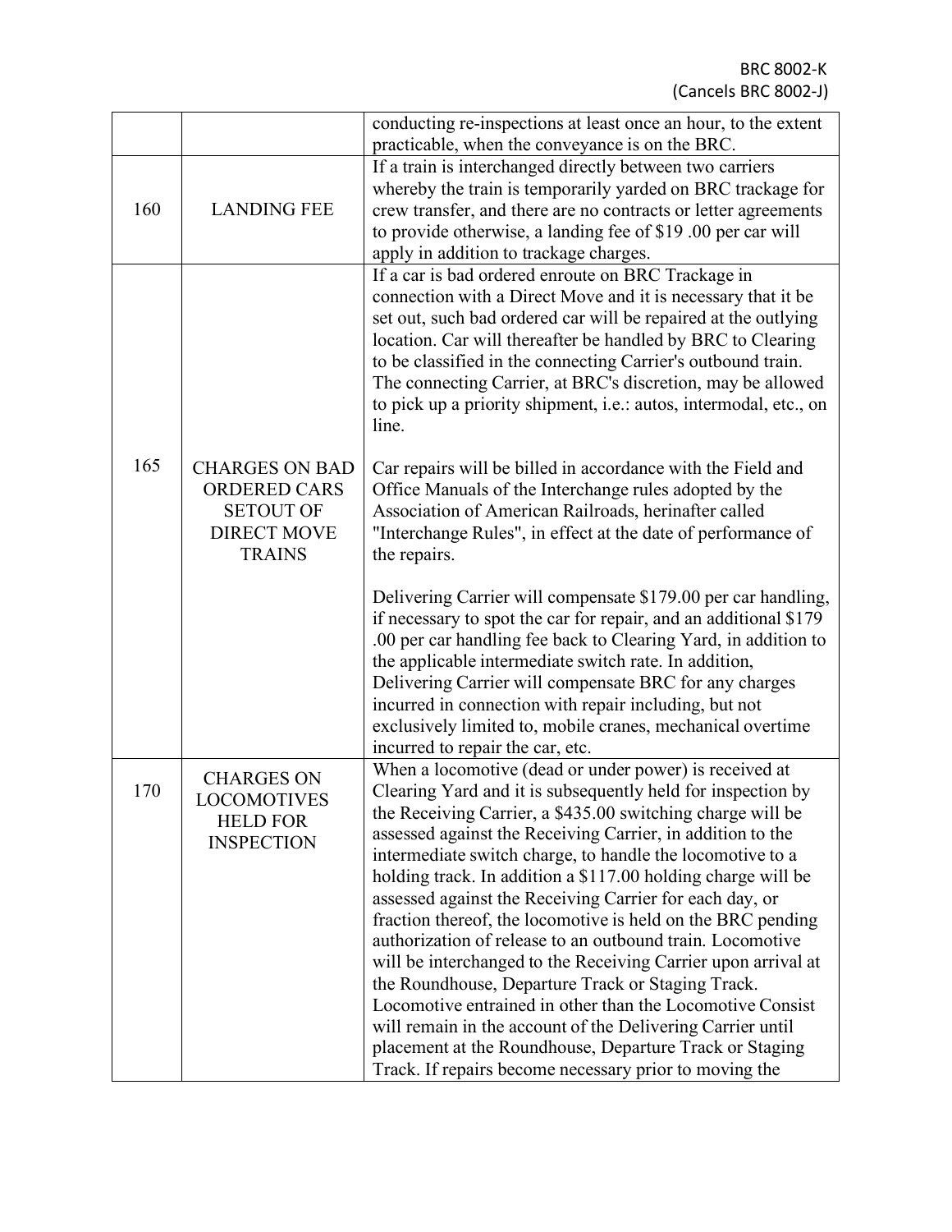| | | |
|---|---|---|
| | | conducting re-inspections at least once an hour, to the extent practicable, when the conveyance is on the BRC. |
| 160 | LANDING FEE | If a train is interchanged directly between two carriers whereby the train is temporarily yarded on BRC trackage for crew transfer, and there are no contracts or letter agreements to provide otherwise, a landing fee of $19 .00 per car will apply in addition to trackage charges. |
| 165 | CHARGES ON BAD ORDERED CARS SETOUT OF DIRECT MOVE TRAINS | If a car is bad ordered enroute on BRC Trackage in connection with a Direct Move and it is necessary that it be set out, such bad ordered car will be repaired at the outlying location. Car will thereafter be handled by BRC to Clearing to be classified in the connecting Carrier's outbound train. The connecting Carrier, at BRC's discretion, may be allowed to pick up a priority shipment, i.e.: autos, intermodal, etc., on line.<br><br>Car repairs will be billed in accordance with the Field and Office Manuals of the Interchange rules adopted by the Association of American Railroads, herinafter called "Interchange Rules", in effect at the date of performance of the repairs.<br><br>Delivering Carrier will compensate $179.00 per car handling, if necessary to spot the car for repair, and an additional $179 .00 per car handling fee back to Clearing Yard, in addition to the applicable intermediate switch rate. In addition, Delivering Carrier will compensate BRC for any charges incurred in connection with repair including, but not exclusively limited to, mobile cranes, mechanical overtime incurred to repair the car, etc. |
| 170 | CHARGES ON LOCOMOTIVES HELD FOR INSPECTION | When a locomotive (dead or under power) is received at Clearing Yard and it is subsequently held for inspection by the Receiving Carrier, a $435.00 switching charge will be assessed against the Receiving Carrier, in addition to the intermediate switch charge, to handle the locomotive to a holding track. In addition a $117.00 holding charge will be assessed against the Receiving Carrier for each day, or fraction thereof, the locomotive is held on the BRC pending authorization of release to an outbound train. Locomotive will be interchanged to the Receiving Carrier upon arrival at the Roundhouse, Departure Track or Staging Track. Locomotive entrained in other than the Locomotive Consist will remain in the account of the Delivering Carrier until placement at the Roundhouse, Departure Track or Staging Track. If repairs become necessary prior to moving the |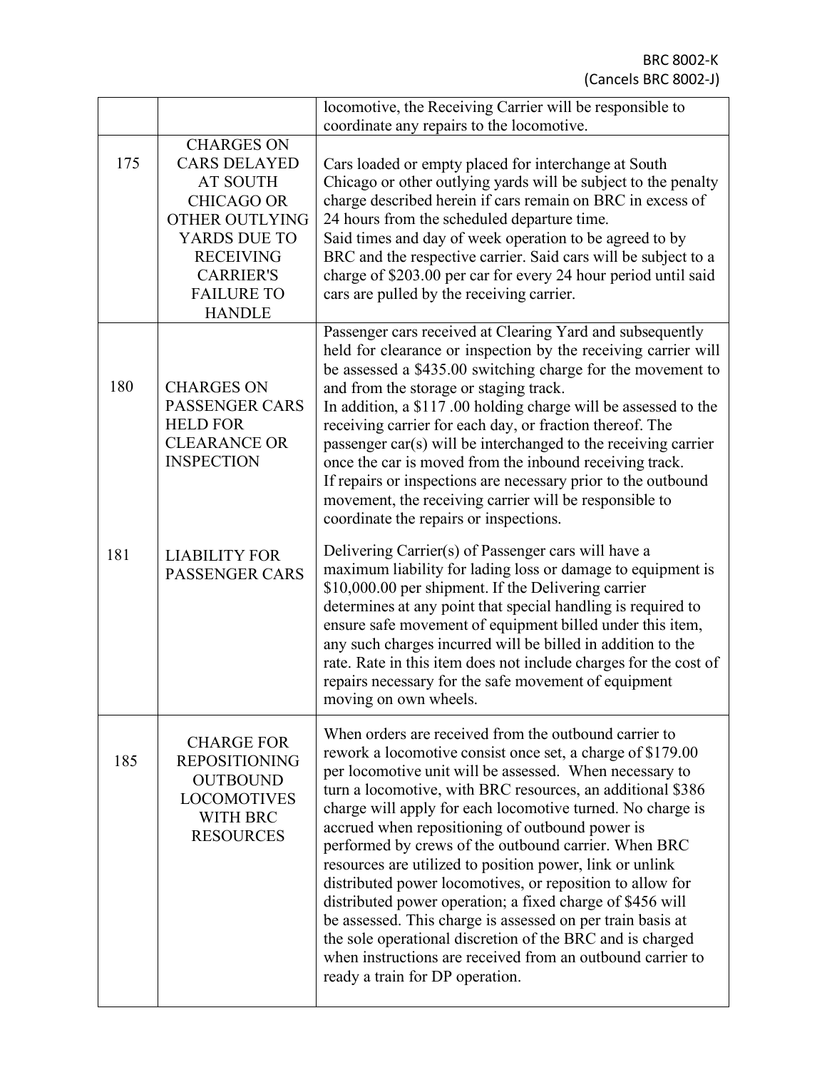| | | |
|---|---|---|
| | | locomotive, the Receiving Carrier will be responsible to coordinate any repairs to the locomotive. |
| 175 | CHARGES ON CARS DELAYED AT SOUTH CHICAGO OR OTHER OUTLYING YARDS DUE TO RECEIVING CARRIER'S FAILURE TO HANDLE | Cars loaded or empty placed for interchange at South Chicago or other outlying yards will be subject to the penalty charge described herein if cars remain on BRC in excess of 24 hours from the scheduled departure time. Said times and day of week operation to be agreed to by BRC and the respective carrier. Said cars will be subject to a charge of $203.00 per car for every 24 hour period until said cars are pulled by the receiving carrier. |
| 180 | CHARGES ON PASSENGER CARS HELD FOR CLEARANCE OR INSPECTION | Passenger cars received at Clearing Yard and subsequently held for clearance or inspection by the receiving carrier will be assessed a $435.00 switching charge for the movement to and from the storage or staging track. In addition, a $117 .00 holding charge will be assessed to the receiving carrier for each day, or fraction thereof. The passenger car(s) will be interchanged to the receiving carrier once the car is moved from the inbound receiving track. If repairs or inspections are necessary prior to the outbound movement, the receiving carrier will be responsible to coordinate the repairs or inspections. |
| 181 | LIABILITY FOR PASSENGER CARS | Delivering Carrier(s) of Passenger cars will have a maximum liability for lading loss or damage to equipment is $10,000.00 per shipment. If the Delivering carrier determines at any point that special handling is required to ensure safe movement of equipment billed under this item, any such charges incurred will be billed in addition to the rate. Rate in this item does not include charges for the cost of repairs necessary for the safe movement of equipment moving on own wheels. |
| 185 | CHARGE FOR REPOSITIONING OUTBOUND LOCOMOTIVES WITH BRC RESOURCES | When orders are received from the outbound carrier to rework a locomotive consist once set, a charge of $179.00 per locomotive unit will be assessed. When necessary to turn a locomotive, with BRC resources, an additional $386 charge will apply for each locomotive turned. No charge is accrued when repositioning of outbound power is performed by crews of the outbound carrier. When BRC resources are utilized to position power, link or unlink distributed power locomotives, or reposition to allow for distributed power operation; a fixed charge of $456 will be assessed. This charge is assessed on per train basis at the sole operational discretion of the BRC and is charged when instructions are received from an outbound carrier to ready a train for DP operation. |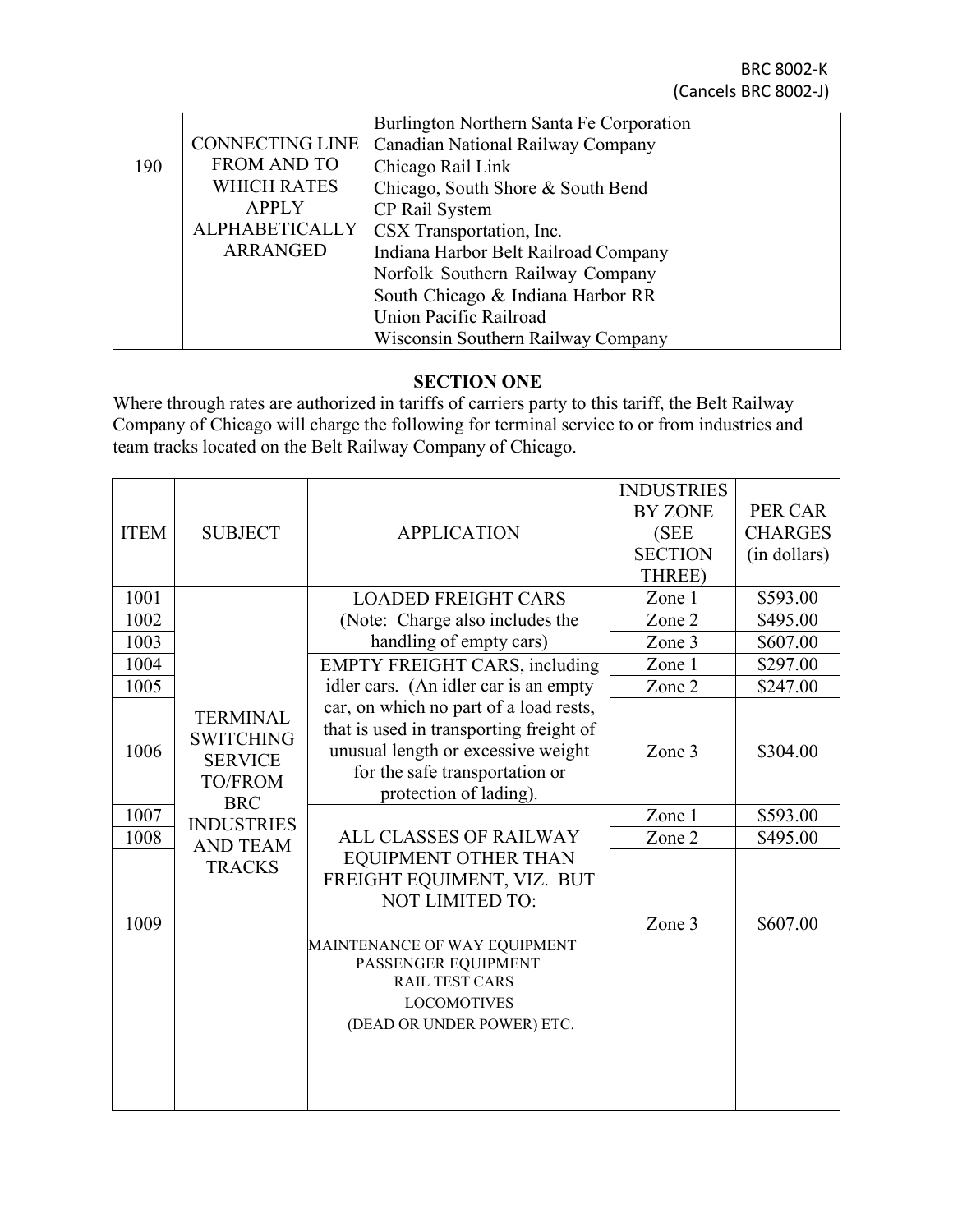| | | |
|---|---|---|
| 190 | CONNECTING LINE FROM AND TO WHICH RATES APPLY ALPHABETICALLY ARRANGED | Burlington Northern Santa Fe Corporation<br>Canadian National Railway Company<br>Chicago Rail Link<br>Chicago, South Shore & South Bend<br>CP Rail System<br>CSX Transportation, Inc.<br>Indiana Harbor Belt Railroad Company<br>Norfolk Southern Railway Company<br>South Chicago & Indiana Harbor RR<br>Union Pacific Railroad<br>Wisconsin Southern Railway Company |

**SECTION ONE**

Where through rates are authorized in tariffs of carriers party to this tariff, the Belt Railway Company of Chicago will charge the following for terminal service to or from industries and team tracks located on the Belt Railway Company of Chicago.

| ITEM | SUBJECT | APPLICATION | INDUSTRIES BY ZONE (SEE SECTION THREE) | PER CAR CHARGES (in dollars) |
|---|---|---|---|---|
| 1001 | TERMINAL SWITCHING SERVICE TO/FROM BRC INDUSTRIES AND TEAM TRACKS | LOADED FREIGHT CARS (Note: Charge also includes the handling of empty cars) | Zone 1 | $593.00 |
| 1002 | | | Zone 2 | $495.00 |
| 1003 | | | Zone 3 | $607.00 |
| 1004 | | EMPTY FREIGHT CARS, including idler cars. (An idler car is an empty car, on which no part of a load rests, that is used in transporting freight of unusual length or excessive weight for the safe transportation or protection of lading). | Zone 1 | $297.00 |
| 1005 | | | Zone 2 | $247.00 |
| 1006 | | | Zone 3 | $304.00 |
| 1007 | | ALL CLASSES OF RAILWAY EQUIPMENT OTHER THAN FREIGHT EQUIMENT, VIZ. BUT NOT LIMITED TO:<br>MAINTENANCE OF WAY EQUIPMENT<br>PASSENGER EQUIPMENT<br>RAIL TEST CARS<br>LOCOMOTIVES<br>(DEAD OR UNDER POWER) ETC. | Zone 1 | $593.00 |
| 1008 | | | Zone 2 | $495.00 |
| 1009 | | | Zone 3 | $607.00 |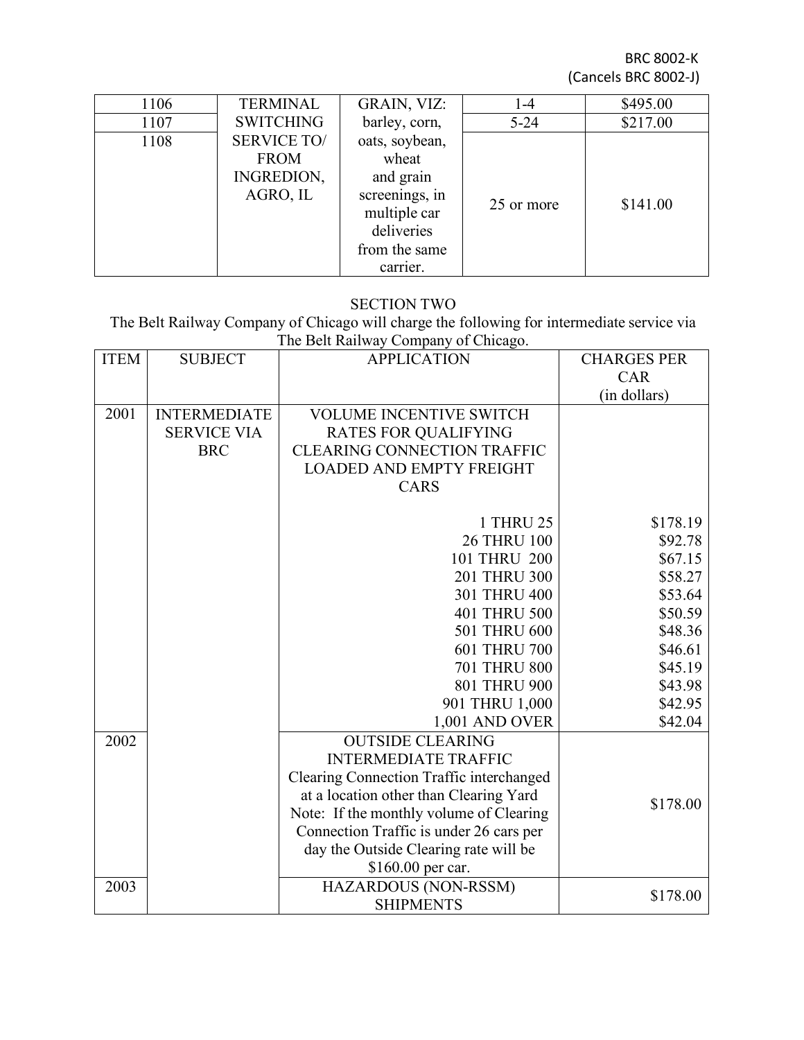BRC 8002-K
(Cancels BRC 8002-J)

| | | | | |
|---|---|---|---|---|
| 1106 | TERMINAL SWITCHING SERVICE TO/ FROM INGREDION, AGRO, IL | GRAIN, VIZ: barley, corn, oats, soybean, wheat and grain screenings, in multiple car deliveries from the same carrier. | 1-4 | $495.00 |
| 1107 | | | 5-24 | $217.00 |
| 1108 | | | 25 or more | $141.00 |

SECTION TWO

The Belt Railway Company of Chicago will charge the following for intermediate service via The Belt Railway Company of Chicago.

| ITEM | SUBJECT | APPLICATION | CHARGES PER CAR (in dollars) |
|---|---|---|---|
| 2001 | INTERMEDIATE SERVICE VIA BRC | VOLUME INCENTIVE SWITCH RATES FOR QUALIFYING CLEARING CONNECTION TRAFFIC LOADED AND EMPTY FREIGHT CARS | |
| | | 1 THRU 25 | $178.19 |
| | | 26 THRU 100 | $92.78 |
| | | 101 THRU 200 | $67.15 |
| | | 201 THRU 300 | $58.27 |
| | | 301 THRU 400 | $53.64 |
| | | 401 THRU 500 | $50.59 |
| | | 501 THRU 600 | $48.36 |
| | | 601 THRU 700 | $46.61 |
| | | 701 THRU 800 | $45.19 |
| | | 801 THRU 900 | $43.98 |
| | | 901 THRU 1,000 | $42.95 |
| | | 1,001 AND OVER | $42.04 |
| 2002 | | OUTSIDE CLEARING INTERMEDIATE TRAFFIC Clearing Connection Traffic interchanged at a location other than Clearing Yard Note: If the monthly volume of Clearing Connection Traffic is under 26 cars per day the Outside Clearing rate will be $160.00 per car. | $178.00 |
| 2003 | | HAZARDOUS (NON-RSSM) SHIPMENTS | $178.00 |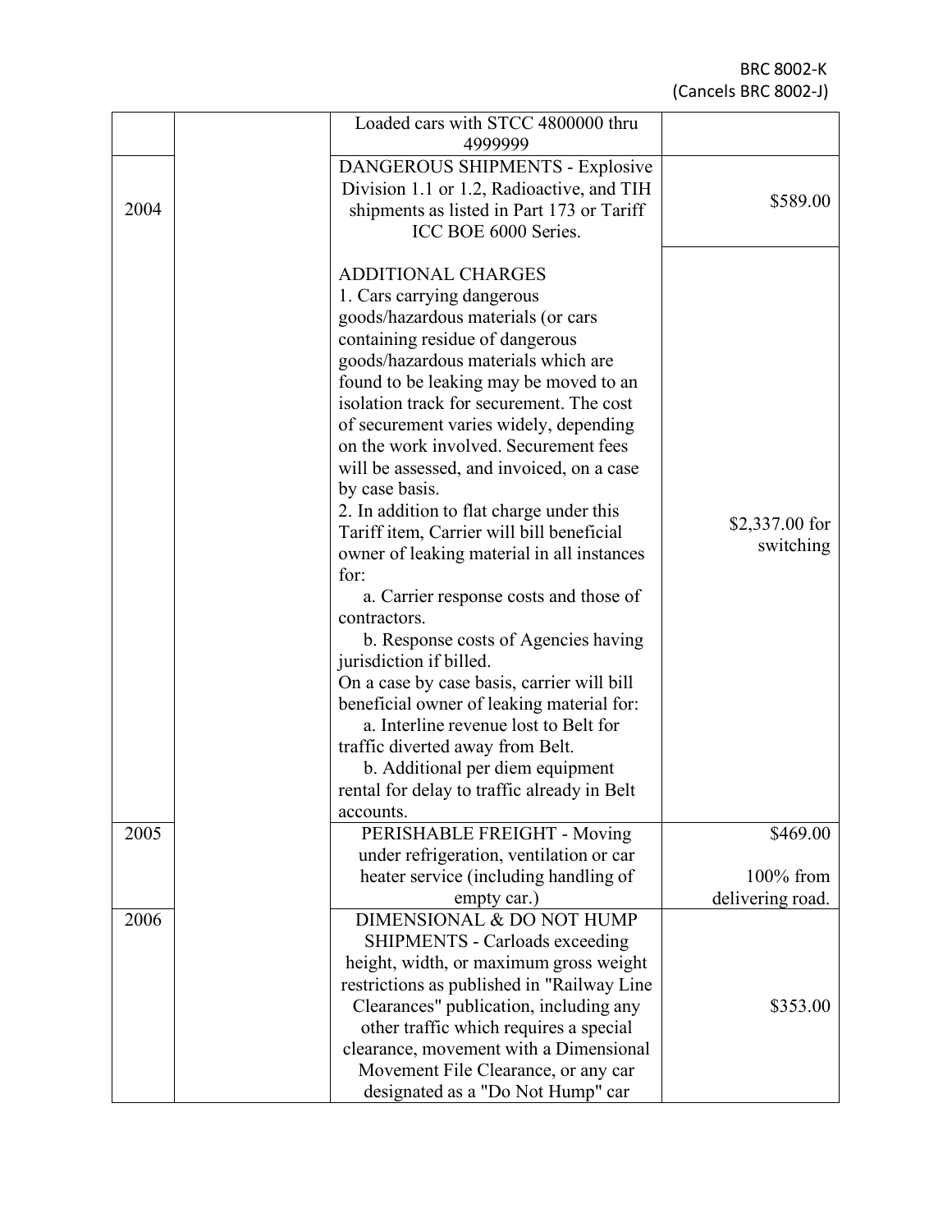| | | | |
|---|---|---|---|
| | | Loaded cars with STCC 4800000 thru 4999999 | |
| 2004 | | DANGEROUS SHIPMENTS - Explosive Division 1.1 or 1.2, Radioactive, and TIH shipments as listed in Part 173 or Tariff ICC BOE 6000 Series. | \$589.00 |
| | | ADDITIONAL CHARGES<br>1. Cars carrying dangerous goods/hazardous materials (or cars containing residue of dangerous goods/hazardous materials which are found to be leaking may be moved to an isolation track for securement. The cost of securement varies widely, depending on the work involved. Securement fees will be assessed, and invoiced, on a case by case basis.<br>2. In addition to flat charge under this Tariff item, Carrier will bill beneficial owner of leaking material in all instances for:<br>a. Carrier response costs and those of contractors.<br>b. Response costs of Agencies having jurisdiction if billed.<br>On a case by case basis, carrier will bill beneficial owner of leaking material for:<br>a. Interline revenue lost to Belt for traffic diverted away from Belt.<br>b. Additional per diem equipment rental for delay to traffic already in Belt accounts. | \$2,337.00 for switching |
| 2005 | | PERISHABLE FREIGHT - Moving under refrigeration, ventilation or car heater service (including handling of empty car.) | \$469.00<br><br>100% from delivering road. |
| 2006 | | DIMENSIONAL & DO NOT HUMP SHIPMENTS - Carloads exceeding height, width, or maximum gross weight restrictions as published in "Railway Line Clearances" publication, including any other traffic which requires a special clearance, movement with a Dimensional Movement File Clearance, or any car designated as a "Do Not Hump" car | \$353.00 |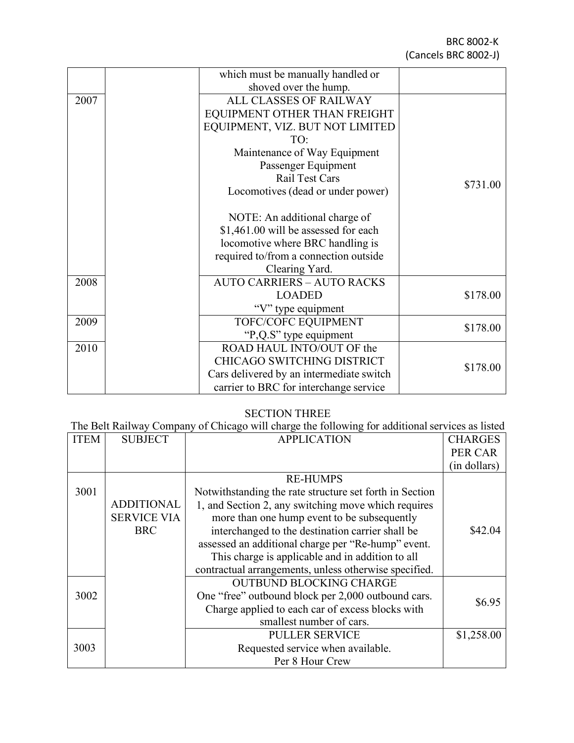| | | | |
|---|---|---|---|
| | | which must be manually handled or shoved over the hump. | |
| 2007 | | ALL CLASSES OF RAILWAY EQUIPMENT OTHER THAN FREIGHT EQUIPMENT, VIZ. BUT NOT LIMITED TO:<br>Maintenance of Way Equipment<br>Passenger Equipment<br>Rail Test Cars<br>Locomotives (dead or under power)<br><br>NOTE: An additional charge of $1,461.00 will be assessed for each locomotive where BRC handling is required to/from a connection outside Clearing Yard. | $731.00 |
| 2008 | | AUTO CARRIERS – AUTO RACKS LOADED<br>"V" type equipment | $178.00 |
| 2009 | | TOFC/COFC EQUIPMENT<br>"P,Q.S" type equipment | $178.00 |
| 2010 | | ROAD HAUL INTO/OUT OF the CHICAGO SWITCHING DISTRICT<br>Cars delivered by an intermediate switch carrier to BRC for interchange service | $178.00 |

## SECTION THREE

The Belt Railway Company of Chicago will charge the following for additional services as listed

| ITEM | SUBJECT | APPLICATION | CHARGES PER CAR (in dollars) |
|---|---|---|---|
| 3001 | ADDITIONAL SERVICE VIA BRC | RE-HUMPS<br>Notwithstanding the rate structure set forth in Section 1, and Section 2, any switching move which requires more than one hump event to be subsequently interchanged to the destination carrier shall be assessed an additional charge per "Re-hump" event. This charge is applicable and in addition to all contractual arrangements, unless otherwise specified. | $42.04 |
| 3002 | | OUTBUND BLOCKING CHARGE<br>One "free" outbound block per 2,000 outbound cars. Charge applied to each car of excess blocks with smallest number of cars. | $6.95 |
| 3003 | | PULLER SERVICE<br>Requested service when available.<br>Per 8 Hour Crew | $1,258.00 |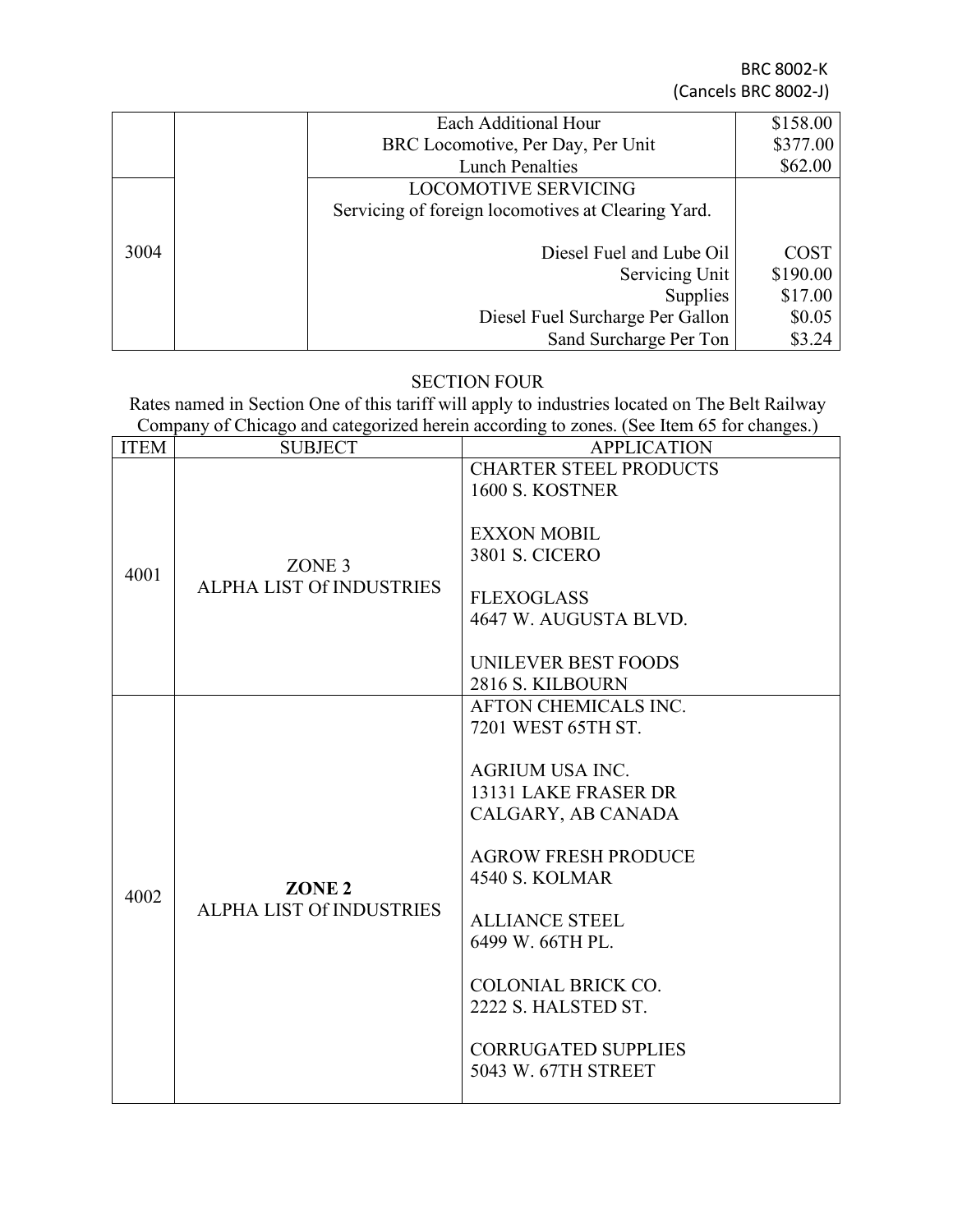BRC 8002-K
(Cancels BRC 8002-J)

| | | | |
|---|---|---|---|
| | | Each Additional Hour | $158.00 |
| | | BRC Locomotive, Per Day, Per Unit | $377.00 |
| | | Lunch Penalties | $62.00 |
| 3004 | | LOCOMOTIVE SERVICING<br>Servicing of foreign locomotives at Clearing Yard.<br><br>Diesel Fuel and Lube Oil<br>Servicing Unit<br>Supplies<br>Diesel Fuel Surcharge Per Gallon<br>Sand Surcharge Per Ton | <br><br><br>COST<br>$190.00<br>$17.00<br>$0.05<br>$3.24 |

## SECTION FOUR

Rates named in Section One of this tariff will apply to industries located on The Belt Railway Company of Chicago and categorized herein according to zones. (See Item 65 for changes.)

| ITEM | SUBJECT | APPLICATION |
|---|---|---|
| 4001 | ZONE 3<br>ALPHA LIST Of INDUSTRIES | CHARTER STEEL PRODUCTS<br>1600 S. KOSTNER<br><br>EXXON MOBIL<br>3801 S. CICERO<br><br>FLEXOGLASS<br>4647 W. AUGUSTA BLVD.<br><br>UNILEVER BEST FOODS<br>2816 S. KILBOURN |
| 4002 | **ZONE 2**<br>ALPHA LIST Of INDUSTRIES | AFTON CHEMICALS INC.<br>7201 WEST 65TH ST.<br><br>AGRIUM USA INC.<br>13131 LAKE FRASER DR<br>CALGARY, AB CANADA<br><br>AGROW FRESH PRODUCE<br>4540 S. KOLMAR<br><br>ALLIANCE STEEL<br>6499 W. 66TH PL.<br><br>COLONIAL BRICK CO.<br>2222 S. HALSTED ST.<br><br>CORRUGATED SUPPLIES<br>5043 W. 67TH STREET |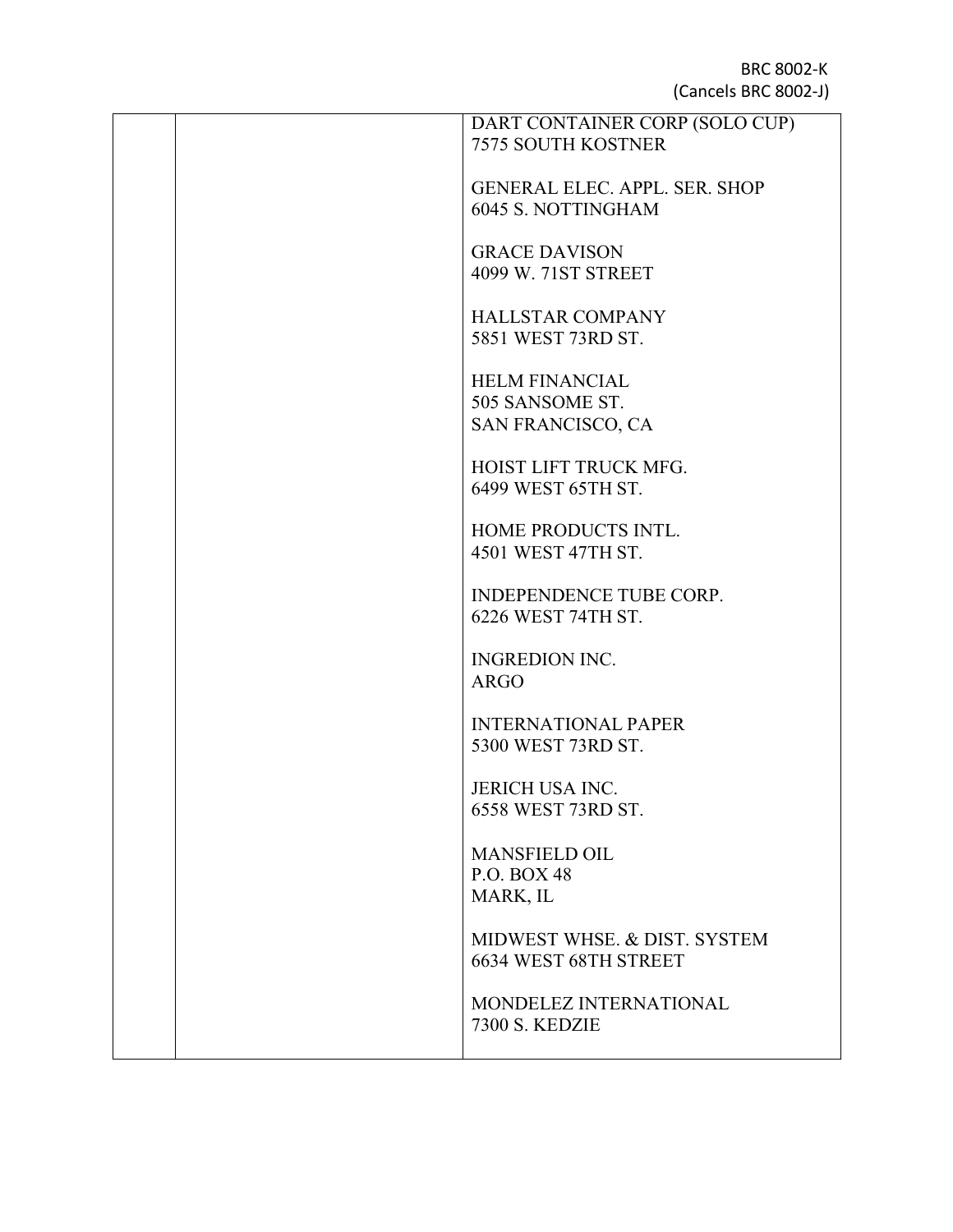BRC 8002-K
(Cancels BRC 8002-J)

| | | |
|---|---|---|
| | | DART CONTAINER CORP (SOLO CUP)<br>7575 SOUTH KOSTNER<br><br>GENERAL ELEC. APPL. SER. SHOP<br>6045 S. NOTTINGHAM<br><br>GRACE DAVISON<br>4099 W. 71ST STREET<br><br>HALLSTAR COMPANY<br>5851 WEST 73RD ST.<br><br>HELM FINANCIAL<br>505 SANSOME ST.<br>SAN FRANCISCO, CA<br><br>HOIST LIFT TRUCK MFG.<br>6499 WEST 65TH ST.<br><br>HOME PRODUCTS INTL.<br>4501 WEST 47TH ST.<br><br>INDEPENDENCE TUBE CORP.<br>6226 WEST 74TH ST.<br><br>INGREDION INC.<br>ARGO<br><br>INTERNATIONAL PAPER<br>5300 WEST 73RD ST.<br><br>JERICH USA INC.<br>6558 WEST 73RD ST.<br><br>MANSFIELD OIL<br>P.O. BOX 48<br>MARK, IL<br><br>MIDWEST WHSE. & DIST. SYSTEM<br>6634 WEST 68TH STREET<br><br>MONDELEZ INTERNATIONAL<br>7300 S. KEDZIE |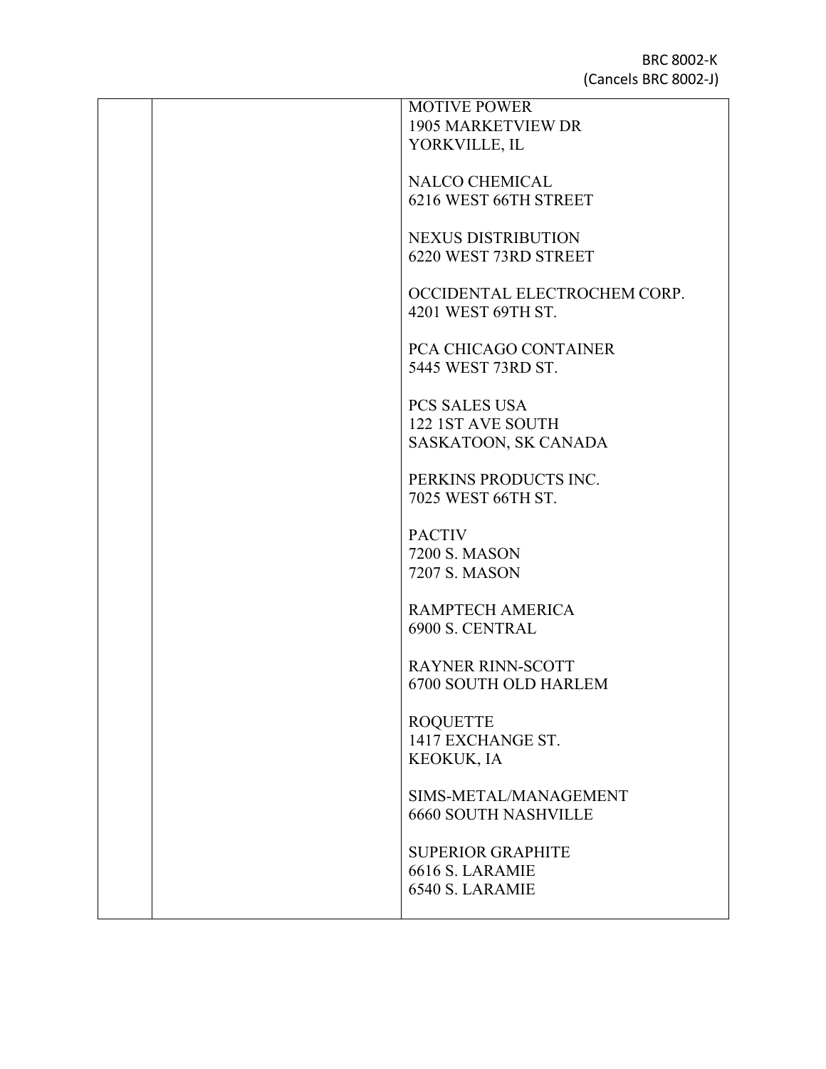BRC 8002-K
(Cancels BRC 8002-J)

| | | |
|---|---|---|
| | | MOTIVE POWER<br>1905 MARKETVIEW DR<br>YORKVILLE, IL<br><br>NALCO CHEMICAL<br>6216 WEST 66TH STREET<br><br>NEXUS DISTRIBUTION<br>6220 WEST 73RD STREET<br><br>OCCIDENTAL ELECTROCHEM CORP.<br>4201 WEST 69TH ST.<br><br>PCA CHICAGO CONTAINER<br>5445 WEST 73RD ST.<br><br>PCS SALES USA<br>122 1ST AVE SOUTH<br>SASKATOON, SK CANADA<br><br>PERKINS PRODUCTS INC.<br>7025 WEST 66TH ST.<br><br>PACTIV<br>7200 S. MASON<br>7207 S. MASON<br><br>RAMPTECH AMERICA<br>6900 S. CENTRAL<br><br>RAYNER RINN-SCOTT<br>6700 SOUTH OLD HARLEM<br><br>ROQUETTE<br>1417 EXCHANGE ST.<br>KEOKUK, IA<br><br>SIMS-METAL/MANAGEMENT<br>6660 SOUTH NASHVILLE<br><br>SUPERIOR GRAPHITE<br>6616 S. LARAMIE<br>6540 S. LARAMIE |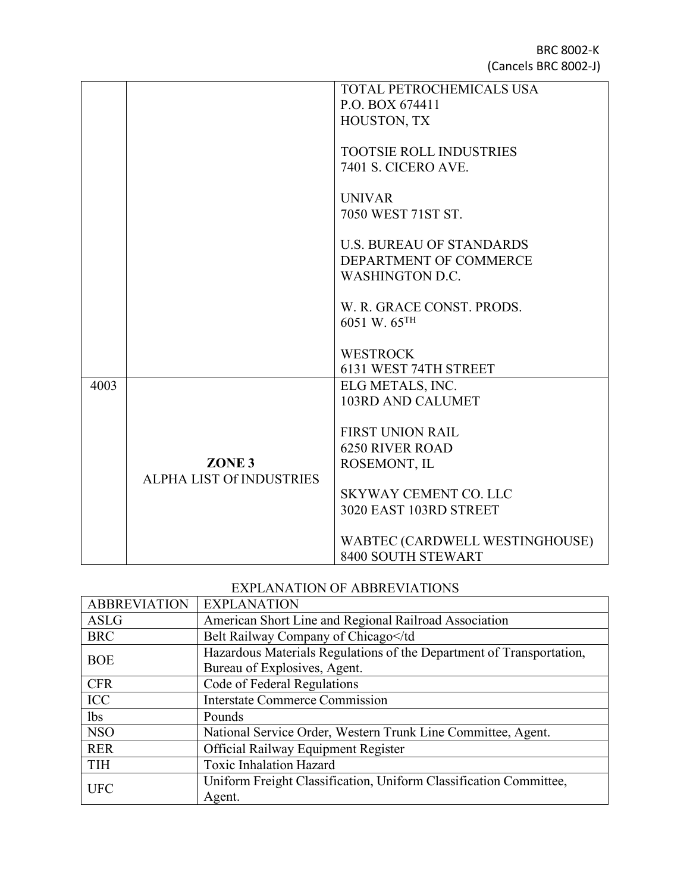| | | |
|---|---|---|
| | | TOTAL PETROCHEMICALS USA<br>P.O. BOX 674411<br>HOUSTON, TX<br><br>TOOTSIE ROLL INDUSTRIES<br>7401 S. CICERO AVE.<br><br>UNIVAR<br>7050 WEST 71ST ST.<br><br>U.S. BUREAU OF STANDARDS<br>DEPARTMENT OF COMMERCE<br>WASHINGTON D.C.<br><br>W. R. GRACE CONST. PRODS.<br>6051 W. 65TH<br><br>WESTROCK<br>6131 WEST 74TH STREET |
| 4003 | **ZONE 3**<br>ALPHA LIST Of INDUSTRIES | ELG METALS, INC.<br>103RD AND CALUMET<br><br>FIRST UNION RAIL<br>6250 RIVER ROAD<br>ROSEMONT, IL<br><br>SKYWAY CEMENT CO. LLC<br>3020 EAST 103RD STREET<br><br>WABTEC (CARDWELL WESTINGHOUSE)<br>8400 SOUTH STEWART |

EXPLANATION OF ABBREVIATIONS

| ABBREVIATION | EXPLANATION |
|---|---|
| ASLG | American Short Line and Regional Railroad Association |
| BRC | Belt Railway Company of Chicago</td |
| BOE | Hazardous Materials Regulations of the Department of Transportation, Bureau of Explosives, Agent. |
| CFR | Code of Federal Regulations |
| ICC | Interstate Commerce Commission |
| lbs | Pounds |
| NSO | National Service Order, Western Trunk Line Committee, Agent. |
| RER | Official Railway Equipment Register |
| TIH | Toxic Inhalation Hazard |
| UFC | Uniform Freight Classification, Uniform Classification Committee, Agent. |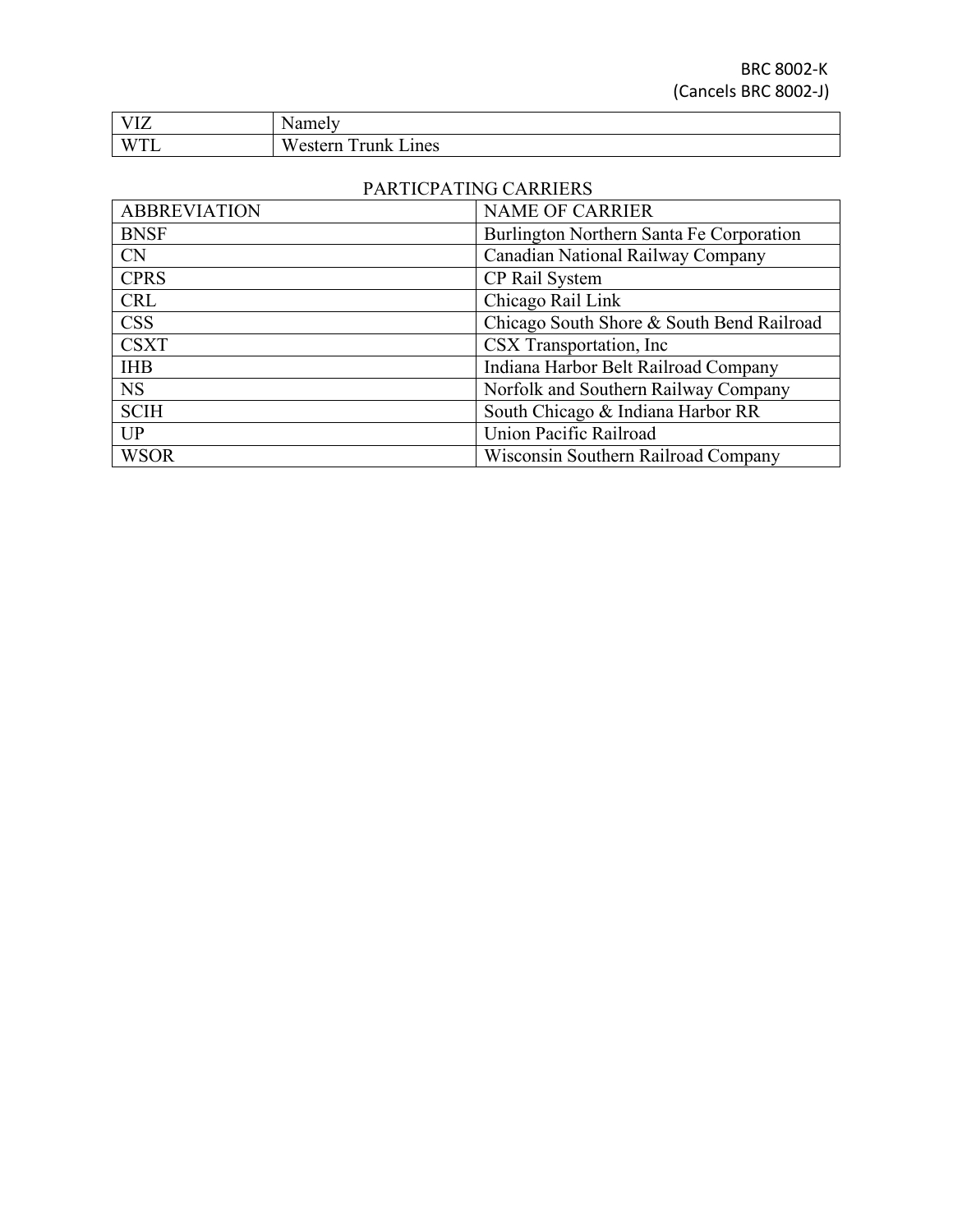| | |
|---|---|
| VIZ | Namely |
| WTL | Western Trunk Lines |

PARTICPATING CARRIERS

| ABBREVIATION | NAME OF CARRIER |
|---|---|
| BNSF | Burlington Northern Santa Fe Corporation |
| CN | Canadian National Railway Company |
| CPRS | CP Rail System |
| CRL | Chicago Rail Link |
| CSS | Chicago South Shore & South Bend Railroad |
| CSXT | CSX Transportation, Inc |
| IHB | Indiana Harbor Belt Railroad Company |
| NS | Norfolk and Southern Railway Company |
| SCIH | South Chicago & Indiana Harbor RR |
| UP | Union Pacific Railroad |
| WSOR | Wisconsin Southern Railroad Company |